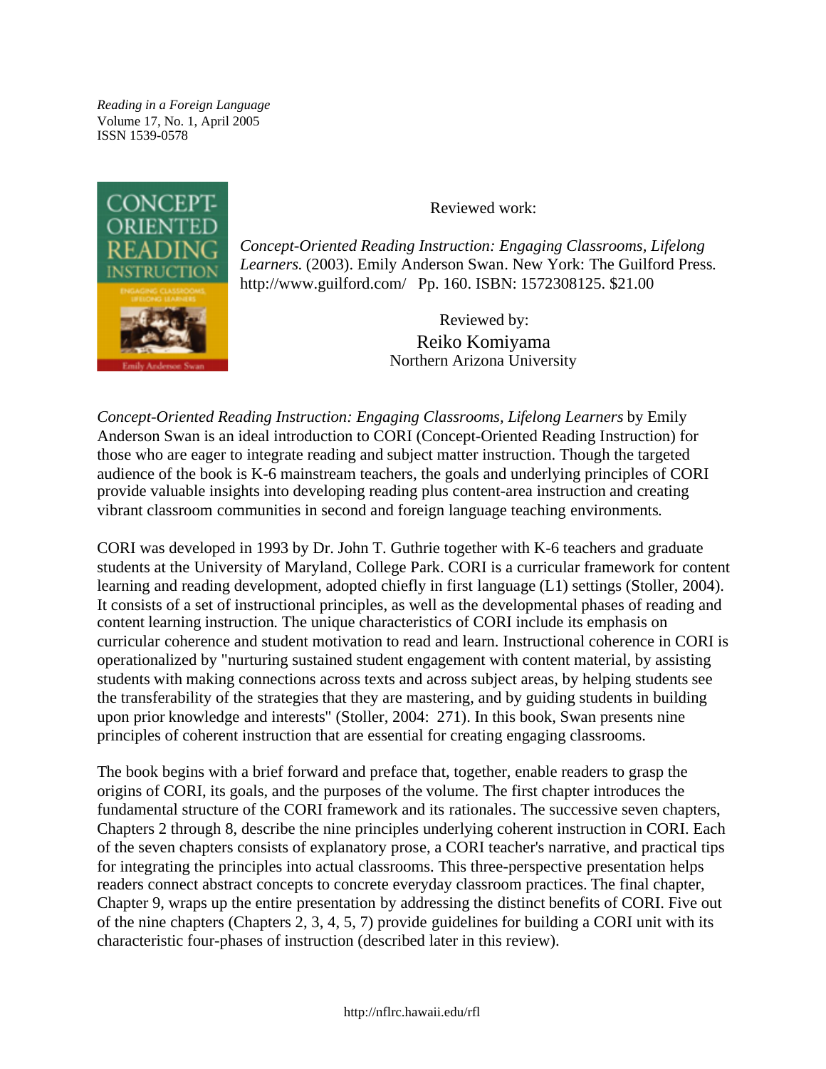*Reading in a Foreign Language*
Volume 17, No. 1, April 2005
ISSN 1539-0578

Reviewed work:

*Concept-Oriented Reading Instruction: Engaging Classrooms, Lifelong Learners.* (2003). Emily Anderson Swan. New York: The Guilford Press. http://www.guilford.com/ Pp. 160. ISBN: 1572308125. $21.00

Reviewed by:
Reiko Komiyama
Northern Arizona University

*Concept-Oriented Reading Instruction: Engaging Classrooms, Lifelong Learners* by Emily Anderson Swan is an ideal introduction to CORI (Concept-Oriented Reading Instruction) for those who are eager to integrate reading and subject matter instruction. Though the targeted audience of the book is K-6 mainstream teachers, the goals and underlying principles of CORI provide valuable insights into developing reading plus content-area instruction and creating vibrant classroom communities in second and foreign language teaching environments.

CORI was developed in 1993 by Dr. John T. Guthrie together with K-6 teachers and graduate students at the University of Maryland, College Park. CORI is a curricular framework for content learning and reading development, adopted chiefly in first language (L1) settings (Stoller, 2004). It consists of a set of instructional principles, as well as the developmental phases of reading and content learning instruction. The unique characteristics of CORI include its emphasis on curricular coherence and student motivation to read and learn. Instructional coherence in CORI is operationalized by "nurturing sustained student engagement with content material, by assisting students with making connections across texts and across subject areas, by helping students see the transferability of the strategies that they are mastering, and by guiding students in building upon prior knowledge and interests" (Stoller, 2004: 271). In this book, Swan presents nine principles of coherent instruction that are essential for creating engaging classrooms.

The book begins with a brief forward and preface that, together, enable readers to grasp the origins of CORI, its goals, and the purposes of the volume. The first chapter introduces the fundamental structure of the CORI framework and its rationales. The successive seven chapters, Chapters 2 through 8, describe the nine principles underlying coherent instruction in CORI. Each of the seven chapters consists of explanatory prose, a CORI teacher's narrative, and practical tips for integrating the principles into actual classrooms. This three-perspective presentation helps readers connect abstract concepts to concrete everyday classroom practices. The final chapter, Chapter 9, wraps up the entire presentation by addressing the distinct benefits of CORI. Five out of the nine chapters (Chapters 2, 3, 4, 5, 7) provide guidelines for building a CORI unit with its characteristic four-phases of instruction (described later in this review).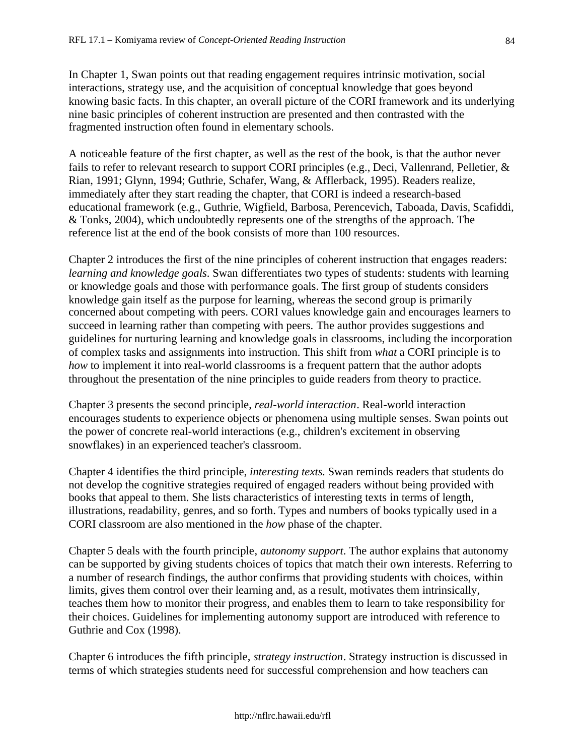In Chapter 1, Swan points out that reading engagement requires intrinsic motivation, social interactions, strategy use, and the acquisition of conceptual knowledge that goes beyond knowing basic facts. In this chapter, an overall picture of the CORI framework and its underlying nine basic principles of coherent instruction are presented and then contrasted with the fragmented instruction often found in elementary schools.

A noticeable feature of the first chapter, as well as the rest of the book, is that the author never fails to refer to relevant research to support CORI principles (e.g., Deci, Vallenrand, Pelletier, & Rian, 1991; Glynn, 1994; Guthrie, Schafer, Wang, & Afflerback, 1995). Readers realize, immediately after they start reading the chapter, that CORI is indeed a research-based educational framework (e.g., Guthrie, Wigfield, Barbosa, Perencevich, Taboada, Davis, Scafiddi, & Tonks, 2004), which undoubtedly represents one of the strengths of the approach. The reference list at the end of the book consists of more than 100 resources.

Chapter 2 introduces the first of the nine principles of coherent instruction that engages readers: *learning and knowledge goals*. Swan differentiates two types of students: students with learning or knowledge goals and those with performance goals. The first group of students considers knowledge gain itself as the purpose for learning, whereas the second group is primarily concerned about competing with peers. CORI values knowledge gain and encourages learners to succeed in learning rather than competing with peers. The author provides suggestions and guidelines for nurturing learning and knowledge goals in classrooms, including the incorporation of complex tasks and assignments into instruction. This shift from *what* a CORI principle is to *how* to implement it into real-world classrooms is a frequent pattern that the author adopts throughout the presentation of the nine principles to guide readers from theory to practice.

Chapter 3 presents the second principle, *real-world interaction*. Real-world interaction encourages students to experience objects or phenomena using multiple senses. Swan points out the power of concrete real-world interactions (e.g., children's excitement in observing snowflakes) in an experienced teacher's classroom.

Chapter 4 identifies the third principle, *interesting texts.* Swan reminds readers that students do not develop the cognitive strategies required of engaged readers without being provided with books that appeal to them. She lists characteristics of interesting texts in terms of length, illustrations, readability, genres, and so forth. Types and numbers of books typically used in a CORI classroom are also mentioned in the *how* phase of the chapter.

Chapter 5 deals with the fourth principle, *autonomy support*. The author explains that autonomy can be supported by giving students choices of topics that match their own interests. Referring to a number of research findings, the author confirms that providing students with choices, within limits, gives them control over their learning and, as a result, motivates them intrinsically, teaches them how to monitor their progress, and enables them to learn to take responsibility for their choices. Guidelines for implementing autonomy support are introduced with reference to Guthrie and Cox (1998).

Chapter 6 introduces the fifth principle, *strategy instruction*. Strategy instruction is discussed in terms of which strategies students need for successful comprehension and how teachers can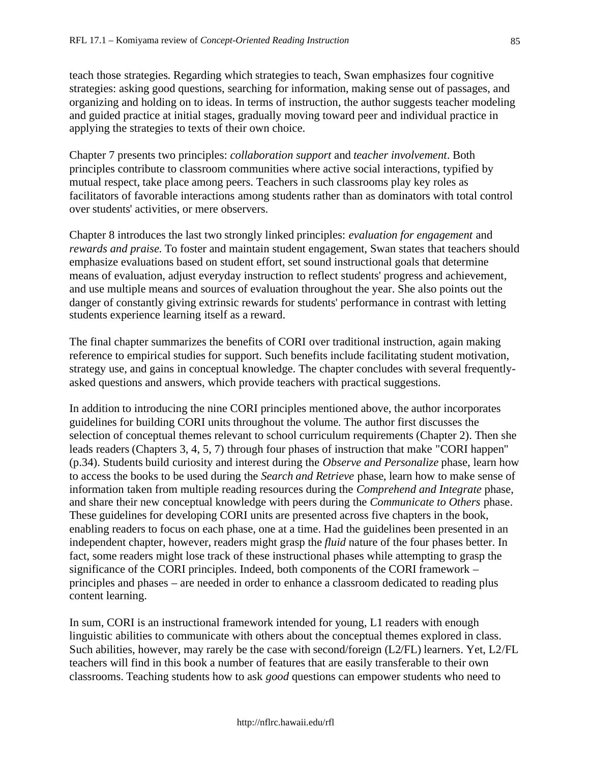teach those strategies. Regarding which strategies to teach, Swan emphasizes four cognitive strategies: asking good questions, searching for information, making sense out of passages, and organizing and holding on to ideas. In terms of instruction, the author suggests teacher modeling and guided practice at initial stages, gradually moving toward peer and individual practice in applying the strategies to texts of their own choice.

Chapter 7 presents two principles: *collaboration support* and *teacher involvement*. Both principles contribute to classroom communities where active social interactions, typified by mutual respect, take place among peers. Teachers in such classrooms play key roles as facilitators of favorable interactions among students rather than as dominators with total control over students' activities, or mere observers.

Chapter 8 introduces the last two strongly linked principles: *evaluation for engagement* and *rewards and praise.* To foster and maintain student engagement, Swan states that teachers should emphasize evaluations based on student effort, set sound instructional goals that determine means of evaluation, adjust everyday instruction to reflect students' progress and achievement, and use multiple means and sources of evaluation throughout the year. She also points out the danger of constantly giving extrinsic rewards for students' performance in contrast with letting students experience learning itself as a reward.

The final chapter summarizes the benefits of CORI over traditional instruction, again making reference to empirical studies for support. Such benefits include facilitating student motivation, strategy use, and gains in conceptual knowledge. The chapter concludes with several frequently-asked questions and answers, which provide teachers with practical suggestions.

In addition to introducing the nine CORI principles mentioned above, the author incorporates guidelines for building CORI units throughout the volume. The author first discusses the selection of conceptual themes relevant to school curriculum requirements (Chapter 2). Then she leads readers (Chapters 3, 4, 5, 7) through four phases of instruction that make "CORI happen" (p.34). Students build curiosity and interest during the *Observe and Personalize* phase, learn how to access the books to be used during the *Search and Retrieve* phase, learn how to make sense of information taken from multiple reading resources during the *Comprehend and Integrate* phase, and share their new conceptual knowledge with peers during the *Communicate to Others* phase. These guidelines for developing CORI units are presented across five chapters in the book, enabling readers to focus on each phase, one at a time. Had the guidelines been presented in an independent chapter, however, readers might grasp the *fluid* nature of the four phases better. In fact, some readers might lose track of these instructional phases while attempting to grasp the significance of the CORI principles. Indeed, both components of the CORI framework – principles and phases – are needed in order to enhance a classroom dedicated to reading plus content learning.

In sum, CORI is an instructional framework intended for young, L1 readers with enough linguistic abilities to communicate with others about the conceptual themes explored in class. Such abilities, however, may rarely be the case with second/foreign (L2/FL) learners. Yet, L2/FL teachers will find in this book a number of features that are easily transferable to their own classrooms. Teaching students how to ask *good* questions can empower students who need to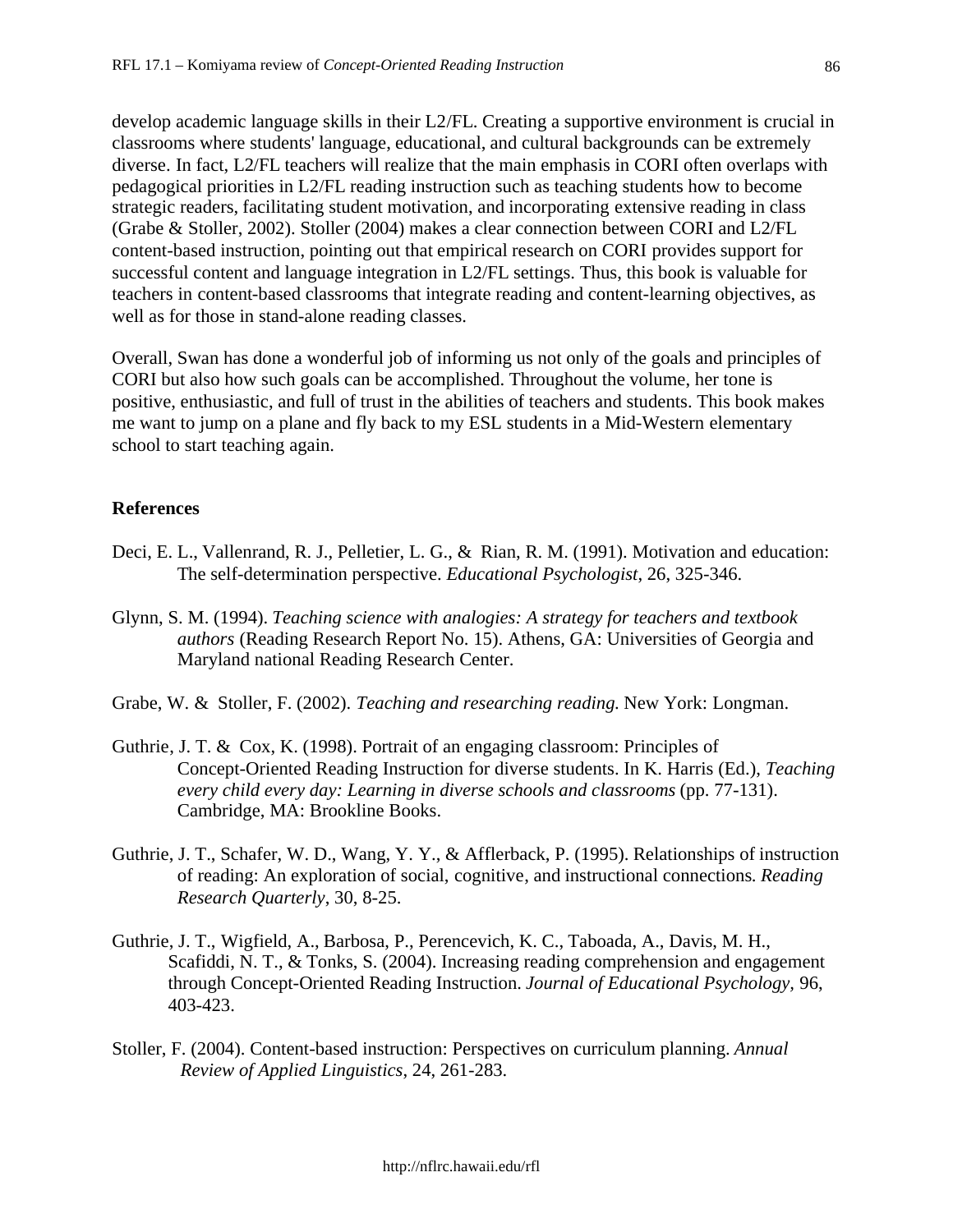develop academic language skills in their L2/FL. Creating a supportive environment is crucial in classrooms where students' language, educational, and cultural backgrounds can be extremely diverse. In fact, L2/FL teachers will realize that the main emphasis in CORI often overlaps with pedagogical priorities in L2/FL reading instruction such as teaching students how to become strategic readers, facilitating student motivation, and incorporating extensive reading in class (Grabe & Stoller, 2002). Stoller (2004) makes a clear connection between CORI and L2/FL content-based instruction, pointing out that empirical research on CORI provides support for successful content and language integration in L2/FL settings. Thus, this book is valuable for teachers in content-based classrooms that integrate reading and content-learning objectives, as well as for those in stand-alone reading classes.

Overall, Swan has done a wonderful job of informing us not only of the goals and principles of CORI but also how such goals can be accomplished. Throughout the volume, her tone is positive, enthusiastic, and full of trust in the abilities of teachers and students. This book makes me want to jump on a plane and fly back to my ESL students in a Mid-Western elementary school to start teaching again.

**References**

Deci, E. L., Vallenrand, R. J., Pelletier, L. G., & Rian, R. M. (1991). Motivation and education: The self-determination perspective. *Educational Psychologist*, 26, 325-346.

Glynn, S. M. (1994). *Teaching science with analogies: A strategy for teachers and textbook authors* (Reading Research Report No. 15). Athens, GA: Universities of Georgia and Maryland national Reading Research Center.

Grabe, W. & Stoller, F. (2002). *Teaching and researching reading.* New York: Longman.

Guthrie, J. T. & Cox, K. (1998). Portrait of an engaging classroom: Principles of Concept-Oriented Reading Instruction for diverse students. In K. Harris (Ed.), *Teaching every child every day: Learning in diverse schools and classrooms* (pp. 77-131). Cambridge, MA: Brookline Books.

Guthrie, J. T., Schafer, W. D., Wang, Y. Y., & Afflerback, P. (1995). Relationships of instruction of reading: An exploration of social, cognitive, and instructional connections*. Reading Research Quarterly*, 30, 8-25.

Guthrie, J. T., Wigfield, A., Barbosa, P., Perencevich, K. C., Taboada, A., Davis, M. H., Scafiddi, N. T., & Tonks, S. (2004). Increasing reading comprehension and engagement through Concept-Oriented Reading Instruction. *Journal of Educational Psychology*, 96, 403-423.

Stoller, F. (2004). Content-based instruction: Perspectives on curriculum planning. *Annual Review of Applied Linguistics*, 24, 261-283.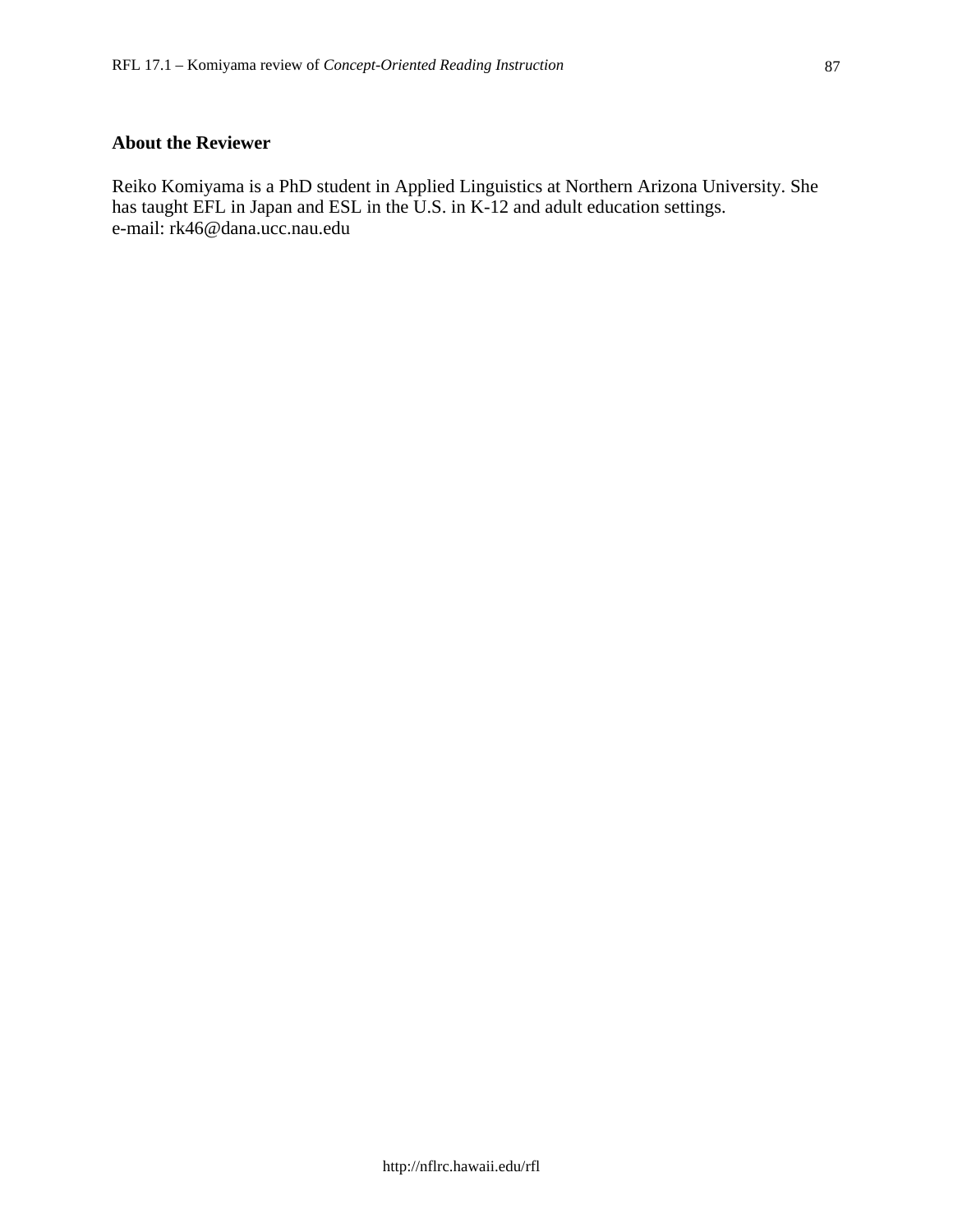## About the Reviewer

Reiko Komiyama is a PhD student in Applied Linguistics at Northern Arizona University. She has taught EFL in Japan and ESL in the U.S. in K-12 and adult education settings.
e-mail: rk46@dana.ucc.nau.edu